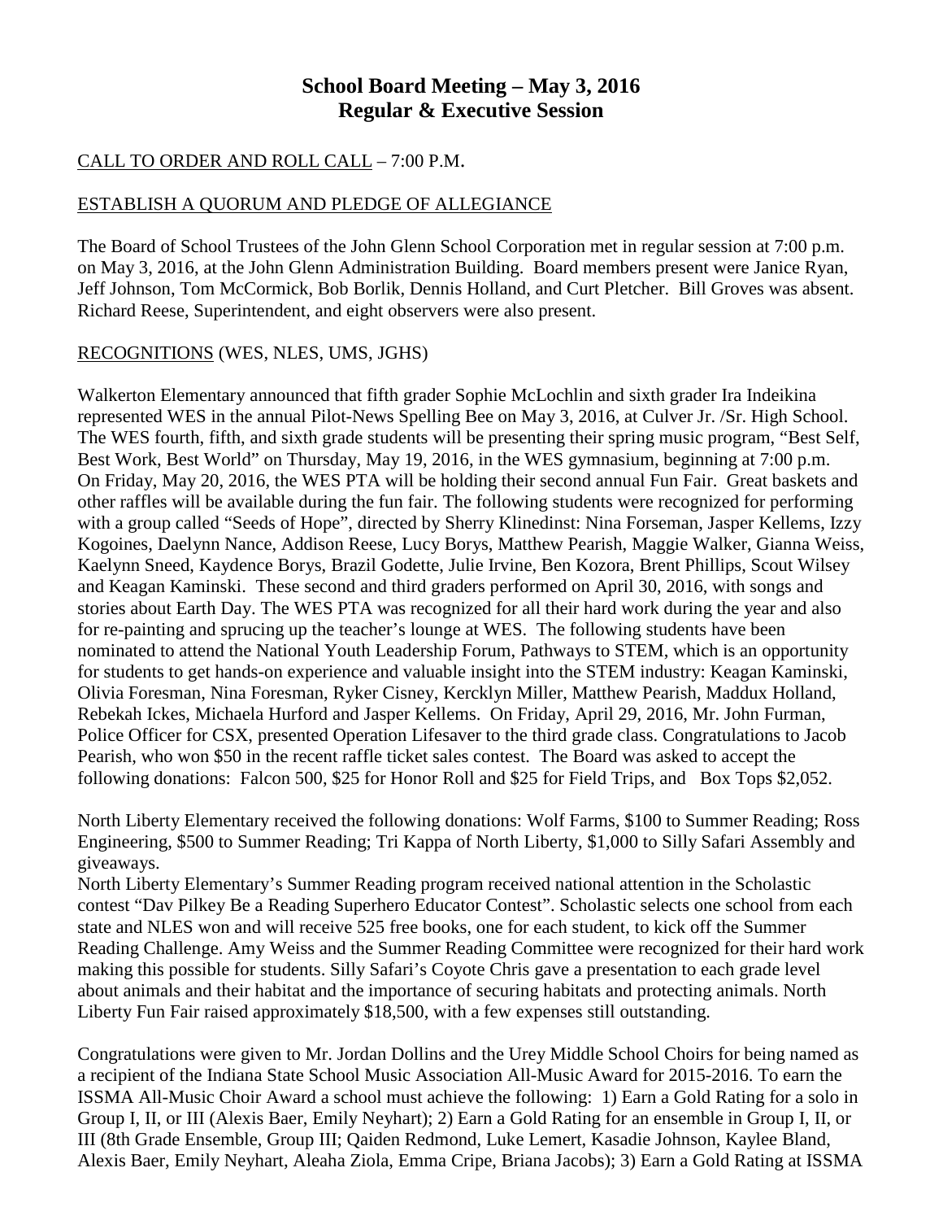# School Board Meeting – May 3, 2016
## Regular & Executive Session

CALL TO ORDER AND ROLL CALL – 7:00 P.M.

ESTABLISH A QUORUM AND PLEDGE OF ALLEGIANCE

The Board of School Trustees of the John Glenn School Corporation met in regular session at 7:00 p.m. on May 3, 2016, at the John Glenn Administration Building. Board members present were Janice Ryan, Jeff Johnson, Tom McCormick, Bob Borlik, Dennis Holland, and Curt Pletcher. Bill Groves was absent. Richard Reese, Superintendent, and eight observers were also present.

RECOGNITIONS (WES, NLES, UMS, JGHS)

Walkerton Elementary announced that fifth grader Sophie McLochlin and sixth grader Ira Indeikina represented WES in the annual Pilot-News Spelling Bee on May 3, 2016, at Culver Jr. /Sr. High School. The WES fourth, fifth, and sixth grade students will be presenting their spring music program, "Best Self, Best Work, Best World" on Thursday, May 19, 2016, in the WES gymnasium, beginning at 7:00 p.m. On Friday, May 20, 2016, the WES PTA will be holding their second annual Fun Fair. Great baskets and other raffles will be available during the fun fair. The following students were recognized for performing with a group called "Seeds of Hope", directed by Sherry Klinedinst: Nina Forseman, Jasper Kellems, Izzy Kogoines, Daelynn Nance, Addison Reese, Lucy Borys, Matthew Pearish, Maggie Walker, Gianna Weiss, Kaelynn Sneed, Kaydence Borys, Brazil Godette, Julie Irvine, Ben Kozora, Brent Phillips, Scout Wilsey and Keagan Kaminski. These second and third graders performed on April 30, 2016, with songs and stories about Earth Day. The WES PTA was recognized for all their hard work during the year and also for re-painting and sprucing up the teacher's lounge at WES. The following students have been nominated to attend the National Youth Leadership Forum, Pathways to STEM, which is an opportunity for students to get hands-on experience and valuable insight into the STEM industry: Keagan Kaminski, Olivia Foresman, Nina Foresman, Ryker Cisney, Kercklyn Miller, Matthew Pearish, Maddux Holland, Rebekah Ickes, Michaela Hurford and Jasper Kellems. On Friday, April 29, 2016, Mr. John Furman, Police Officer for CSX, presented Operation Lifesaver to the third grade class. Congratulations to Jacob Pearish, who won $50 in the recent raffle ticket sales contest. The Board was asked to accept the following donations: Falcon 500, $25 for Honor Roll and $25 for Field Trips, and Box Tops $2,052.

North Liberty Elementary received the following donations: Wolf Farms, $100 to Summer Reading; Ross Engineering, $500 to Summer Reading; Tri Kappa of North Liberty, $1,000 to Silly Safari Assembly and giveaways.

North Liberty Elementary's Summer Reading program received national attention in the Scholastic contest "Dav Pilkey Be a Reading Superhero Educator Contest". Scholastic selects one school from each state and NLES won and will receive 525 free books, one for each student, to kick off the Summer Reading Challenge. Amy Weiss and the Summer Reading Committee were recognized for their hard work making this possible for students. Silly Safari's Coyote Chris gave a presentation to each grade level about animals and their habitat and the importance of securing habitats and protecting animals. North Liberty Fun Fair raised approximately $18,500, with a few expenses still outstanding.

Congratulations were given to Mr. Jordan Dollins and the Urey Middle School Choirs for being named as a recipient of the Indiana State School Music Association All-Music Award for 2015-2016. To earn the ISSMA All-Music Choir Award a school must achieve the following: 1) Earn a Gold Rating for a solo in Group I, II, or III (Alexis Baer, Emily Neyhart); 2) Earn a Gold Rating for an ensemble in Group I, II, or III (8th Grade Ensemble, Group III; Qaiden Redmond, Luke Lemert, Kasadie Johnson, Kaylee Bland, Alexis Baer, Emily Neyhart, Aleaha Ziola, Emma Cripe, Briana Jacobs); 3) Earn a Gold Rating at ISSMA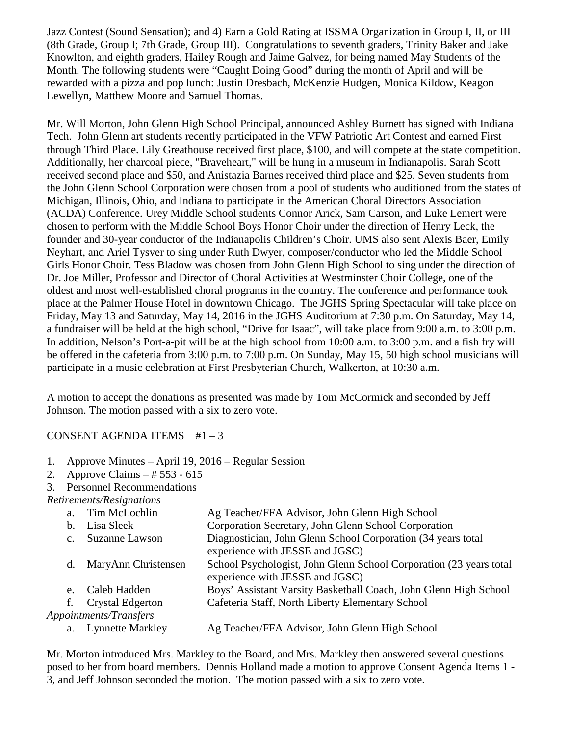Jazz Contest (Sound Sensation); and 4) Earn a Gold Rating at ISSMA Organization in Group I, II, or III (8th Grade, Group I; 7th Grade, Group III). Congratulations to seventh graders, Trinity Baker and Jake Knowlton, and eighth graders, Hailey Rough and Jaime Galvez, for being named May Students of the Month. The following students were "Caught Doing Good" during the month of April and will be rewarded with a pizza and pop lunch: Justin Dresbach, McKenzie Hudgen, Monica Kildow, Keagon Lewellyn, Matthew Moore and Samuel Thomas.

Mr. Will Morton, John Glenn High School Principal, announced Ashley Burnett has signed with Indiana Tech. John Glenn art students recently participated in the VFW Patriotic Art Contest and earned First through Third Place. Lily Greathouse received first place, $100, and will compete at the state competition. Additionally, her charcoal piece, "Braveheart," will be hung in a museum in Indianapolis. Sarah Scott received second place and $50, and Anistazia Barnes received third place and $25. Seven students from the John Glenn School Corporation were chosen from a pool of students who auditioned from the states of Michigan, Illinois, Ohio, and Indiana to participate in the American Choral Directors Association (ACDA) Conference. Urey Middle School students Connor Arick, Sam Carson, and Luke Lemert were chosen to perform with the Middle School Boys Honor Choir under the direction of Henry Leck, the founder and 30-year conductor of the Indianapolis Children's Choir. UMS also sent Alexis Baer, Emily Neyhart, and Ariel Tysver to sing under Ruth Dwyer, composer/conductor who led the Middle School Girls Honor Choir. Tess Bladow was chosen from John Glenn High School to sing under the direction of Dr. Joe Miller, Professor and Director of Choral Activities at Westminster Choir College, one of the oldest and most well-established choral programs in the country. The conference and performance took place at the Palmer House Hotel in downtown Chicago. The JGHS Spring Spectacular will take place on Friday, May 13 and Saturday, May 14, 2016 in the JGHS Auditorium at 7:30 p.m. On Saturday, May 14, a fundraiser will be held at the high school, "Drive for Isaac", will take place from 9:00 a.m. to 3:00 p.m. In addition, Nelson's Port-a-pit will be at the high school from 10:00 a.m. to 3:00 p.m. and a fish fry will be offered in the cafeteria from 3:00 p.m. to 7:00 p.m. On Sunday, May 15, 50 high school musicians will participate in a music celebration at First Presbyterian Church, Walkerton, at 10:30 a.m.

A motion to accept the donations as presented was made by Tom McCormick and seconded by Jeff Johnson. The motion passed with a six to zero vote.

CONSENT AGENDA ITEMS #1 – 3

1. Approve Minutes – April 19, 2016 – Regular Session
2. Approve Claims – # 553 - 615
3. Personnel Recommendations

*Retirements/Resignations*

| | | |
|---|---|---|
| a. | Tim McLochlin | Ag Teacher/FFA Advisor, John Glenn High School |
| b. | Lisa Sleek | Corporation Secretary, John Glenn School Corporation |
| c. | Suzanne Lawson | Diagnostician, John Glenn School Corporation (34 years total experience with JESSE and JGSC) |
| d. | MaryAnn Christensen | School Psychologist, John Glenn School Corporation (23 years total experience with JESSE and JGSC) |
| e. | Caleb Hadden | Boys' Assistant Varsity Basketball Coach, John Glenn High School |
| f. | Crystal Edgerton | Cafeteria Staff, North Liberty Elementary School |

*Appointments/Transfers*

| | | |
|---|---|---|
| a. | Lynnette Markley | Ag Teacher/FFA Advisor, John Glenn High School |

Mr. Morton introduced Mrs. Markley to the Board, and Mrs. Markley then answered several questions posed to her from board members. Dennis Holland made a motion to approve Consent Agenda Items 1 - 3, and Jeff Johnson seconded the motion. The motion passed with a six to zero vote.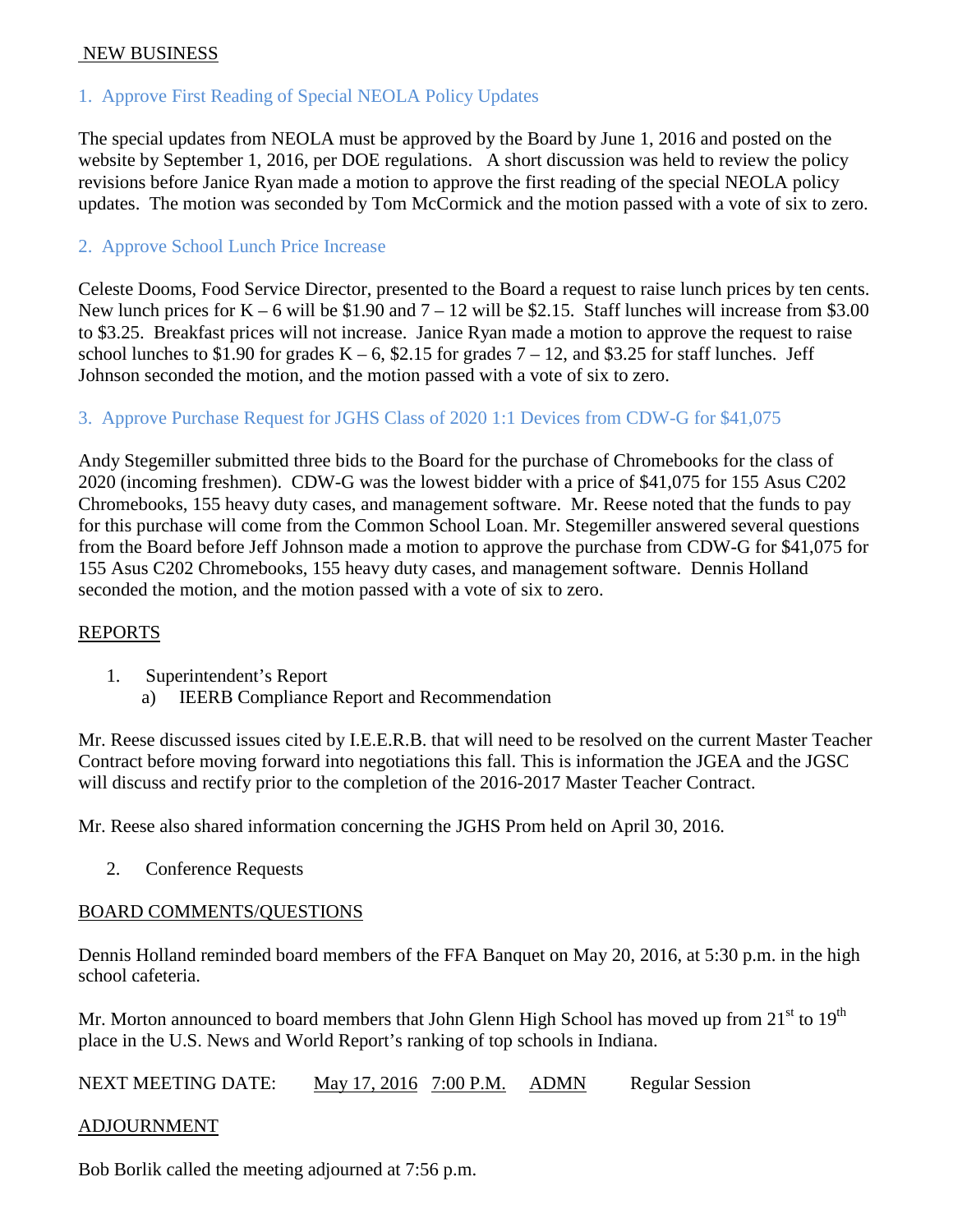## NEW BUSINESS

### 1. Approve First Reading of Special NEOLA Policy Updates

The special updates from NEOLA must be approved by the Board by June 1, 2016 and posted on the website by September 1, 2016, per DOE regulations. A short discussion was held to review the policy revisions before Janice Ryan made a motion to approve the first reading of the special NEOLA policy updates. The motion was seconded by Tom McCormick and the motion passed with a vote of six to zero.

### 2. Approve School Lunch Price Increase

Celeste Dooms, Food Service Director, presented to the Board a request to raise lunch prices by ten cents. New lunch prices for K – 6 will be $1.90 and 7 – 12 will be $2.15. Staff lunches will increase from $3.00 to $3.25. Breakfast prices will not increase. Janice Ryan made a motion to approve the request to raise school lunches to $1.90 for grades K – 6, $2.15 for grades 7 – 12, and $3.25 for staff lunches. Jeff Johnson seconded the motion, and the motion passed with a vote of six to zero.

### 3. Approve Purchase Request for JGHS Class of 2020 1:1 Devices from CDW-G for $41,075

Andy Stegemiller submitted three bids to the Board for the purchase of Chromebooks for the class of 2020 (incoming freshmen). CDW-G was the lowest bidder with a price of $41,075 for 155 Asus C202 Chromebooks, 155 heavy duty cases, and management software. Mr. Reese noted that the funds to pay for this purchase will come from the Common School Loan. Mr. Stegemiller answered several questions from the Board before Jeff Johnson made a motion to approve the purchase from CDW-G for $41,075 for 155 Asus C202 Chromebooks, 155 heavy duty cases, and management software. Dennis Holland seconded the motion, and the motion passed with a vote of six to zero.

## REPORTS

1. Superintendent's Report
   a) IEERB Compliance Report and Recommendation

Mr. Reese discussed issues cited by I.E.E.R.B. that will need to be resolved on the current Master Teacher Contract before moving forward into negotiations this fall. This is information the JGEA and the JGSC will discuss and rectify prior to the completion of the 2016-2017 Master Teacher Contract.

Mr. Reese also shared information concerning the JGHS Prom held on April 30, 2016.

2. Conference Requests

## BOARD COMMENTS/QUESTIONS

Dennis Holland reminded board members of the FFA Banquet on May 20, 2016, at 5:30 p.m. in the high school cafeteria.

Mr. Morton announced to board members that John Glenn High School has moved up from 21st to 19th place in the U.S. News and World Report's ranking of top schools in Indiana.

NEXT MEETING DATE: May 17, 2016 7:00 P.M. ADMN Regular Session

## ADJOURNMENT

Bob Borlik called the meeting adjourned at 7:56 p.m.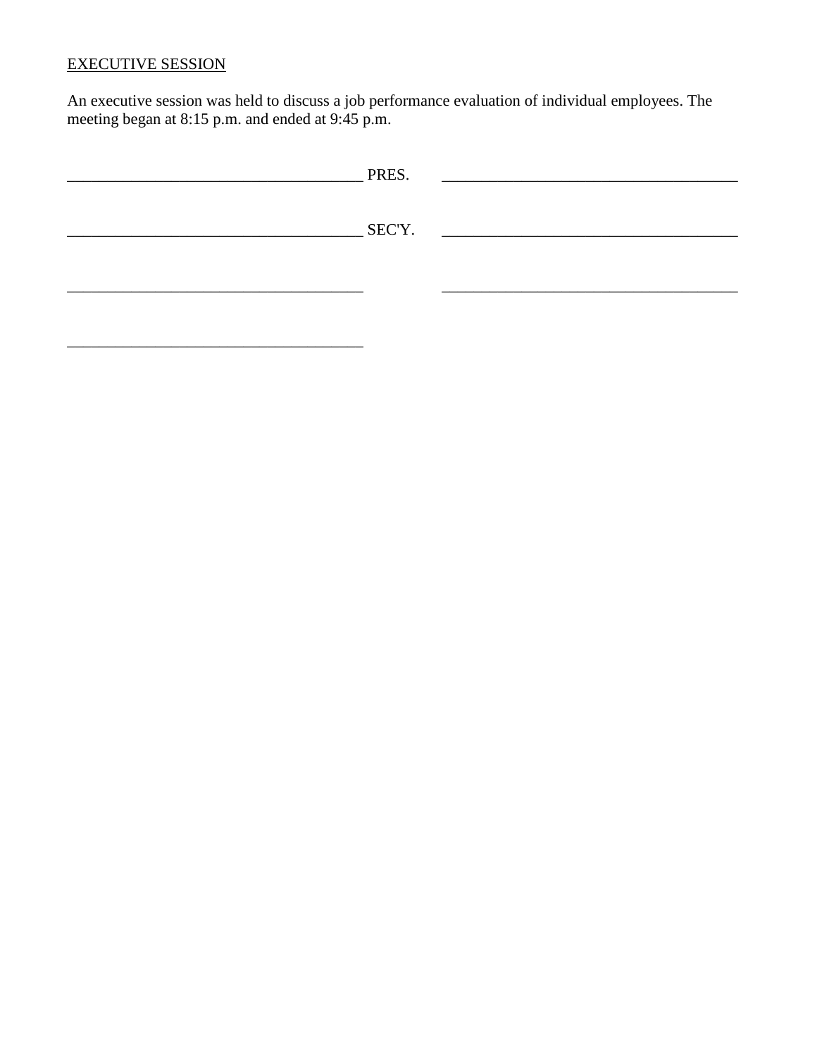<u>EXECUTIVE SESSION</u>

An executive session was held to discuss a job performance evaluation of individual employees. The meeting began at 8:15 p.m. and ended at 9:45 p.m.

_____________________________________ PRES. _____________________________________

_____________________________________ SEC'Y. _____________________________________

_____________________________________ _____________________________________

_____________________________________